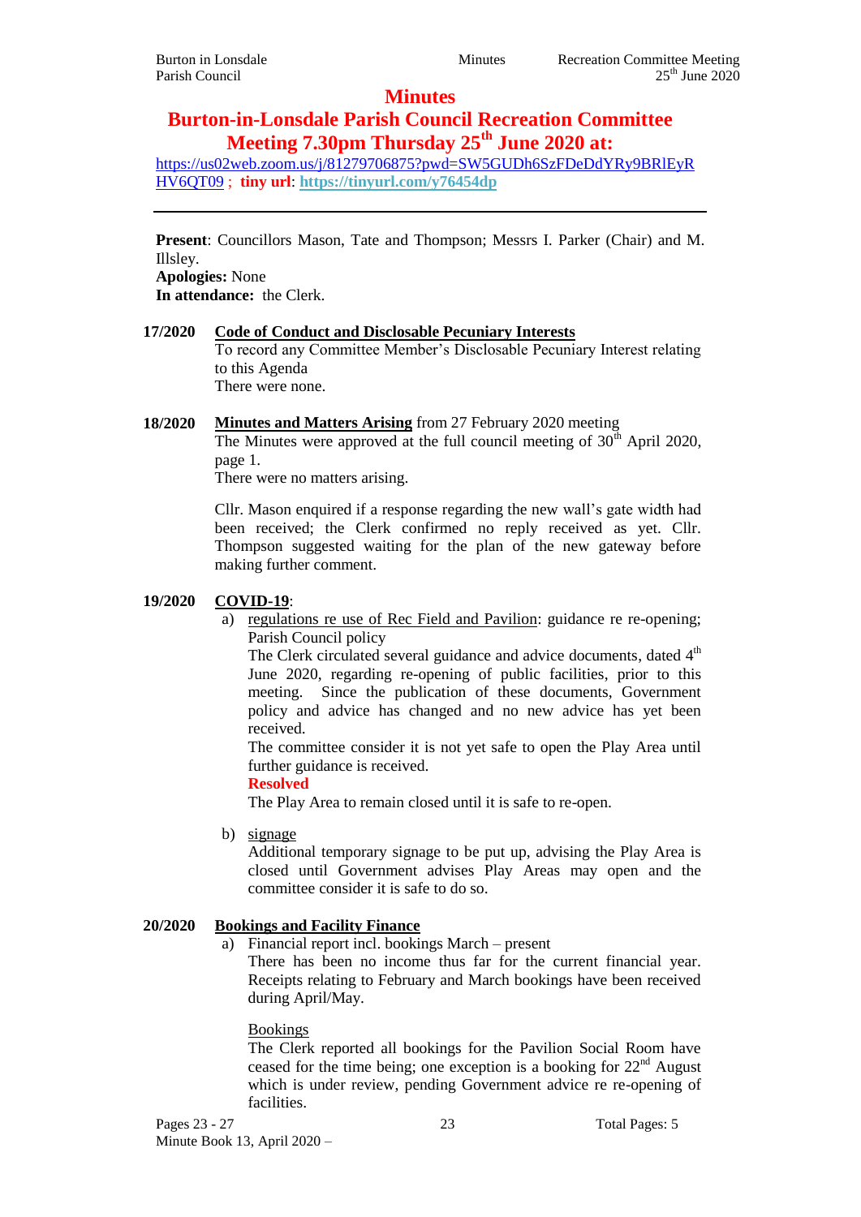# Minutes

## Burton-in-Lonsdale Parish Council Recreation Committee Meeting 7.30pm Thursday 25th June 2020 at:

https://us02web.zoom.us/j/81279706875?pwd=SW5GUDh6SzFDeDdYRy9BRlEyRHV6QT09 ; **tiny url**: **https://tinyurl.com/y76454dp**

---

**Present**: Councillors Mason, Tate and Thompson; Messrs I. Parker (Chair) and M. Illsley.
**Apologies:** None
**In attendance:** the Clerk.

**17/2020** **Code of Conduct and Disclosable Pecuniary Interests**

To record any Committee Member's Disclosable Pecuniary Interest relating to this Agenda

There were none.

**18/2020** **Minutes and Matters Arising** from 27 February 2020 meeting

The Minutes were approved at the full council meeting of 30th April 2020, page 1.

There were no matters arising.

Cllr. Mason enquired if a response regarding the new wall's gate width had been received; the Clerk confirmed no reply received as yet. Cllr. Thompson suggested waiting for the plan of the new gateway before making further comment.

**19/2020** **COVID-19**:

a) regulations re use of Rec Field and Pavilion: guidance re re-opening; Parish Council policy

The Clerk circulated several guidance and advice documents, dated 4th June 2020, regarding re-opening of public facilities, prior to this meeting. Since the publication of these documents, Government policy and advice has changed and no new advice has yet been received.

The committee consider it is not yet safe to open the Play Area until further guidance is received.

**Resolved**

The Play Area to remain closed until it is safe to re-open.

b) signage

Additional temporary signage to be put up, advising the Play Area is closed until Government advises Play Areas may open and the committee consider it is safe to do so.

**20/2020** **Bookings and Facility Finance**

a) Financial report incl. bookings March – present

There has been no income thus far for the current financial year. Receipts relating to February and March bookings have been received during April/May.

Bookings

The Clerk reported all bookings for the Pavilion Social Room have ceased for the time being; one exception is a booking for 22nd August which is under review, pending Government advice re re-opening of facilities.

Pages 23 - 27
Minute Book 13, April 2020 –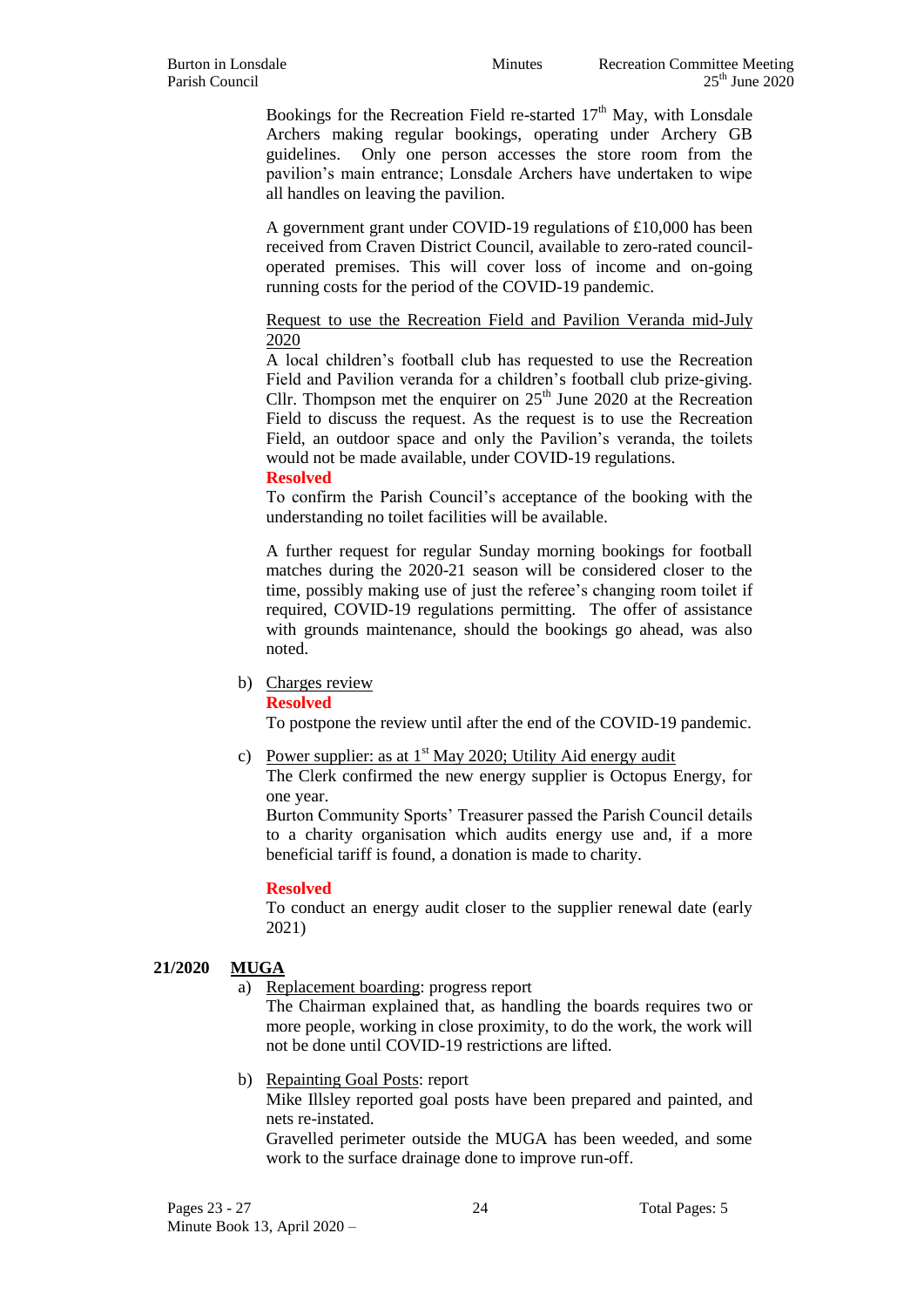Bookings for the Recreation Field re-started 17th May, with Lonsdale Archers making regular bookings, operating under Archery GB guidelines. Only one person accesses the store room from the pavilion's main entrance; Lonsdale Archers have undertaken to wipe all handles on leaving the pavilion.

A government grant under COVID-19 regulations of £10,000 has been received from Craven District Council, available to zero-rated council-operated premises. This will cover loss of income and on-going running costs for the period of the COVID-19 pandemic.

Request to use the Recreation Field and Pavilion Veranda mid-July 2020

A local children's football club has requested to use the Recreation Field and Pavilion veranda for a children's football club prize-giving. Cllr. Thompson met the enquirer on 25th June 2020 at the Recreation Field to discuss the request. As the request is to use the Recreation Field, an outdoor space and only the Pavilion's veranda, the toilets would not be made available, under COVID-19 regulations.

**Resolved**

To confirm the Parish Council's acceptance of the booking with the understanding no toilet facilities will be available.

A further request for regular Sunday morning bookings for football matches during the 2020-21 season will be considered closer to the time, possibly making use of just the referee's changing room toilet if required, COVID-19 regulations permitting. The offer of assistance with grounds maintenance, should the bookings go ahead, was also noted.

b) Charges review

**Resolved**

To postpone the review until after the end of the COVID-19 pandemic.

c) Power supplier: as at 1st May 2020; Utility Aid energy audit

The Clerk confirmed the new energy supplier is Octopus Energy, for one year.

Burton Community Sports' Treasurer passed the Parish Council details to a charity organisation which audits energy use and, if a more beneficial tariff is found, a donation is made to charity.

**Resolved**

To conduct an energy audit closer to the supplier renewal date (early 2021)

**21/2020 MUGA**

a) Replacement boarding: progress report

The Chairman explained that, as handling the boards requires two or more people, working in close proximity, to do the work, the work will not be done until COVID-19 restrictions are lifted.

b) Repainting Goal Posts: report

Mike Illsley reported goal posts have been prepared and painted, and nets re-instated.

Gravelled perimeter outside the MUGA has been weeded, and some work to the surface drainage done to improve run-off.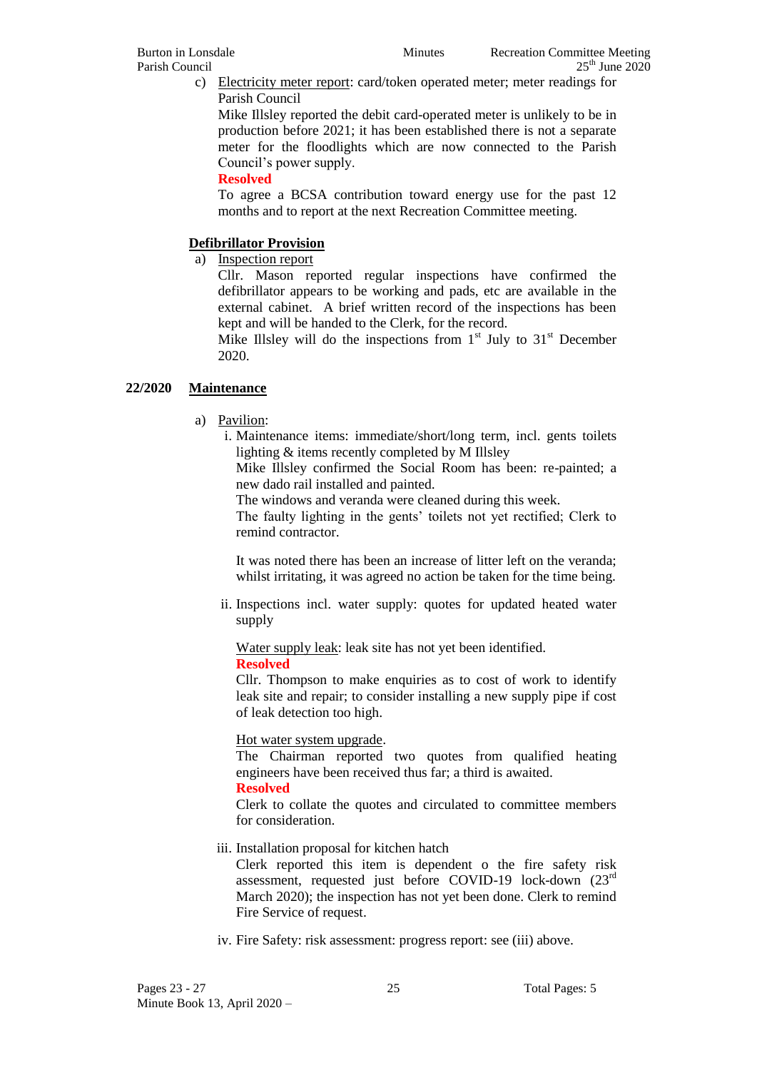c) Electricity meter report: card/token operated meter; meter readings for Parish Council

   Mike Illsley reported the debit card-operated meter is unlikely to be in production before 2021; it has been established there is not a separate meter for the floodlights which are now connected to the Parish Council's power supply.

   **Resolved**

   To agree a BCSA contribution toward energy use for the past 12 months and to report at the next Recreation Committee meeting.

**Defibrillator Provision**

a) Inspection report

   Cllr. Mason reported regular inspections have confirmed the defibrillator appears to be working and pads, etc are available in the external cabinet. A brief written record of the inspections has been kept and will be handed to the Clerk, for the record.

   Mike Illsley will do the inspections from 1st July to 31st December 2020.

**22/2020 Maintenance**

a) Pavilion:

   i. Maintenance items: immediate/short/long term, incl. gents toilets lighting & items recently completed by M Illsley

      Mike Illsley confirmed the Social Room has been: re-painted; a new dado rail installed and painted.

      The windows and veranda were cleaned during this week.

      The faulty lighting in the gents' toilets not yet rectified; Clerk to remind contractor.

      It was noted there has been an increase of litter left on the veranda; whilst irritating, it was agreed no action be taken for the time being.

   ii. Inspections incl. water supply: quotes for updated heated water supply

      Water supply leak: leak site has not yet been identified.

      **Resolved**

      Cllr. Thompson to make enquiries as to cost of work to identify leak site and repair; to consider installing a new supply pipe if cost of leak detection too high.

      Hot water system upgrade.

      The Chairman reported two quotes from qualified heating engineers have been received thus far; a third is awaited.

      **Resolved**

      Clerk to collate the quotes and circulated to committee members for consideration.

   iii. Installation proposal for kitchen hatch

      Clerk reported this item is dependent o the fire safety risk assessment, requested just before COVID-19 lock-down (23rd March 2020); the inspection has not yet been done. Clerk to remind Fire Service of request.

   iv. Fire Safety: risk assessment: progress report: see (iii) above.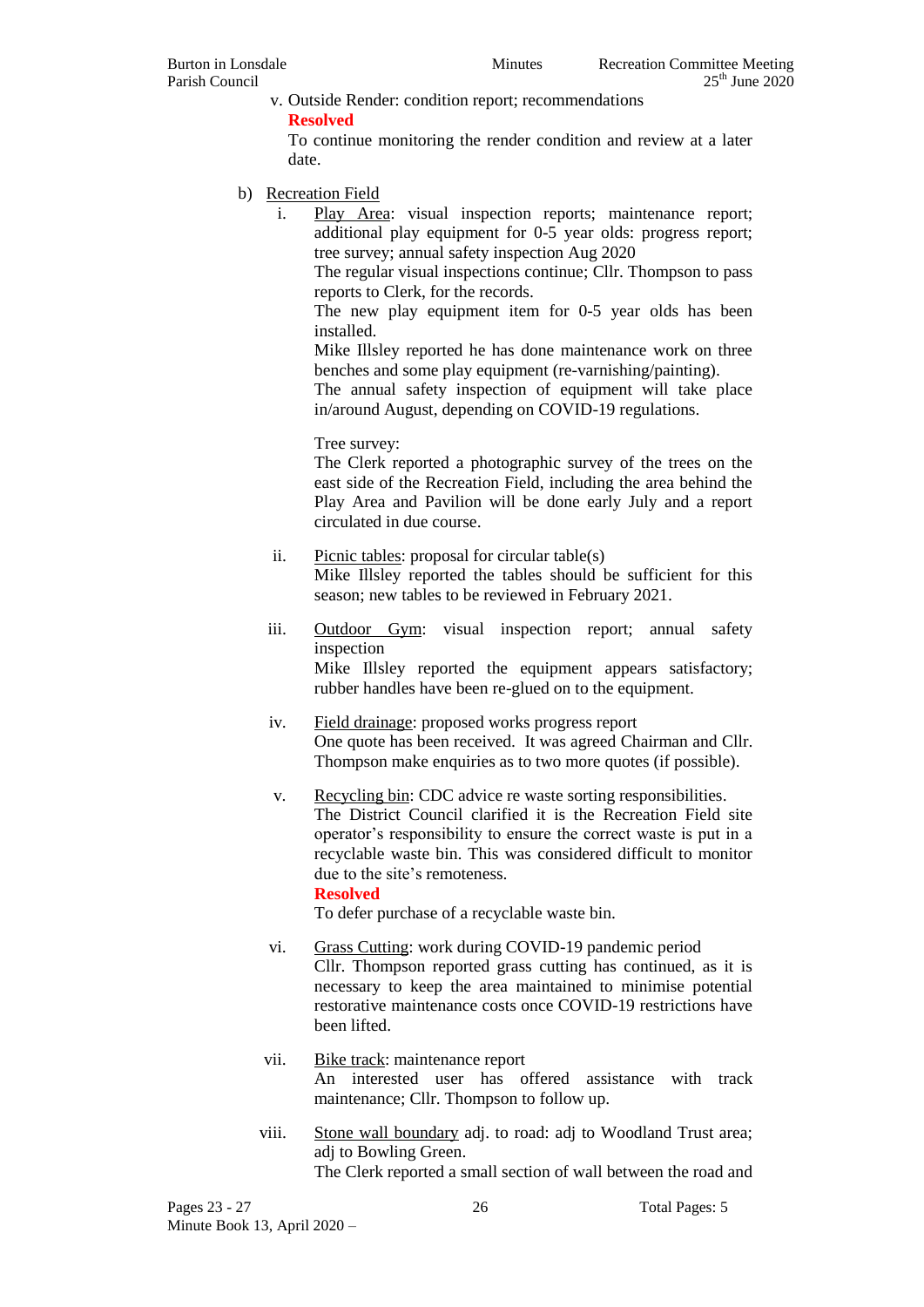v. Outside Render: condition report; recommendations

**Resolved**

To continue monitoring the render condition and review at a later date.

b) Recreation Field

i. Play Area: visual inspection reports; maintenance report; additional play equipment for 0-5 year olds: progress report; tree survey; annual safety inspection Aug 2020

The regular visual inspections continue; Cllr. Thompson to pass reports to Clerk, for the records.

The new play equipment item for 0-5 year olds has been installed.

Mike Illsley reported he has done maintenance work on three benches and some play equipment (re-varnishing/painting).

The annual safety inspection of equipment will take place in/around August, depending on COVID-19 regulations.

Tree survey:

The Clerk reported a photographic survey of the trees on the east side of the Recreation Field, including the area behind the Play Area and Pavilion will be done early July and a report circulated in due course.

ii. Picnic tables: proposal for circular table(s)

Mike Illsley reported the tables should be sufficient for this season; new tables to be reviewed in February 2021.

iii. Outdoor Gym: visual inspection report; annual safety inspection

Mike Illsley reported the equipment appears satisfactory; rubber handles have been re-glued on to the equipment.

iv. Field drainage: proposed works progress report

One quote has been received. It was agreed Chairman and Cllr. Thompson make enquiries as to two more quotes (if possible).

v. Recycling bin: CDC advice re waste sorting responsibilities.

The District Council clarified it is the Recreation Field site operator's responsibility to ensure the correct waste is put in a recyclable waste bin. This was considered difficult to monitor due to the site's remoteness.

**Resolved**

To defer purchase of a recyclable waste bin.

vi. Grass Cutting: work during COVID-19 pandemic period

Cllr. Thompson reported grass cutting has continued, as it is necessary to keep the area maintained to minimise potential restorative maintenance costs once COVID-19 restrictions have been lifted.

vii. Bike track: maintenance report

An interested user has offered assistance with track maintenance; Cllr. Thompson to follow up.

viii. Stone wall boundary adj. to road: adj to Woodland Trust area; adj to Bowling Green.

The Clerk reported a small section of wall between the road and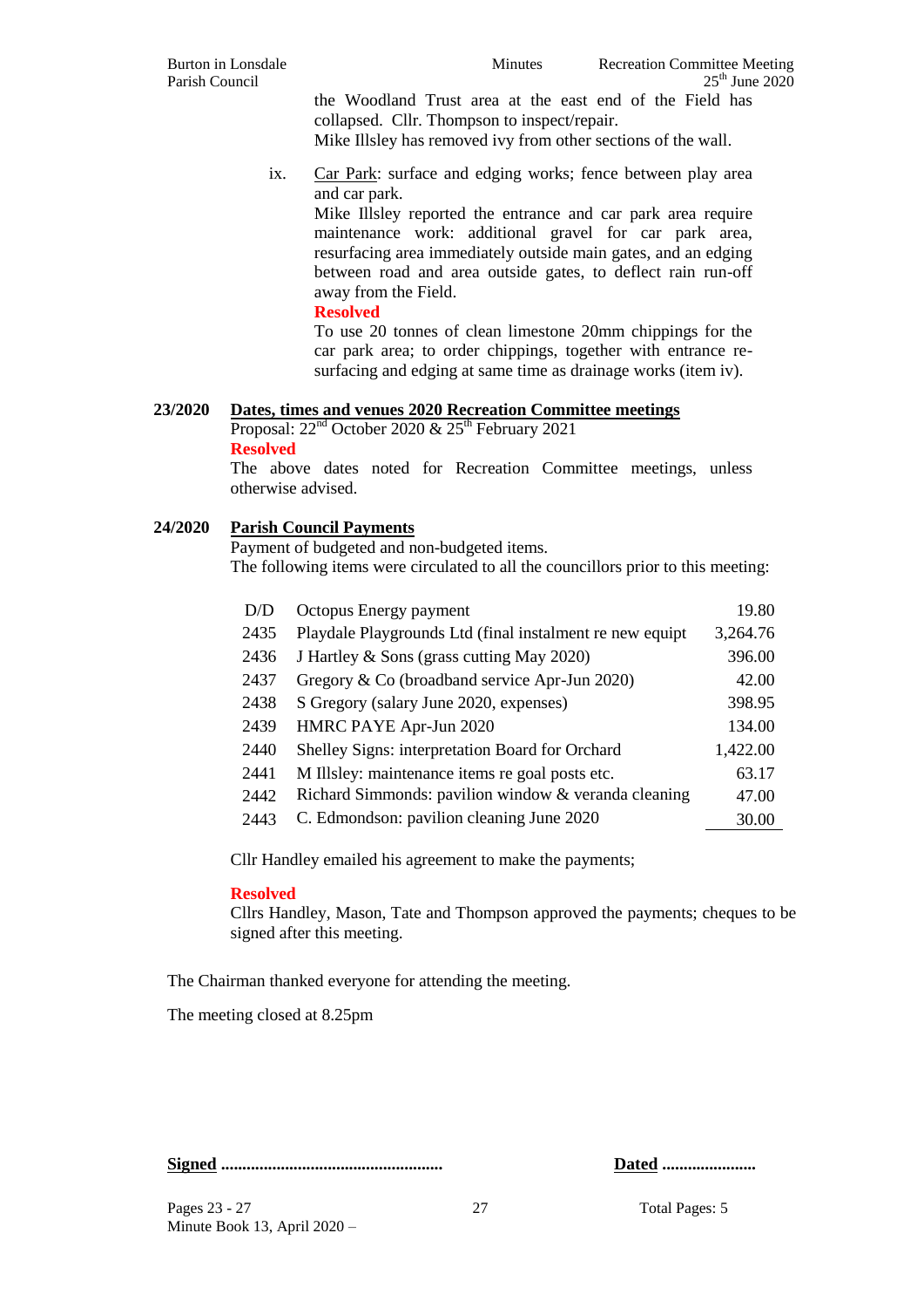the Woodland Trust area at the east end of the Field has collapsed. Cllr. Thompson to inspect/repair.
Mike Illsley has removed ivy from other sections of the wall.

ix. Car Park: surface and edging works; fence between play area and car park.
Mike Illsley reported the entrance and car park area require maintenance work: additional gravel for car park area, resurfacing area immediately outside main gates, and an edging between road and area outside gates, to deflect rain run-off away from the Field.
**Resolved**
To use 20 tonnes of clean limestone 20mm chippings for the car park area; to order chippings, together with entrance re-surfacing and edging at same time as drainage works (item iv).

**23/2020 Dates, times and venues 2020 Recreation Committee meetings**

Proposal: 22nd October 2020 & 25th February 2021
**Resolved**
The above dates noted for Recreation Committee meetings, unless otherwise advised.

**24/2020 Parish Council Payments**

Payment of budgeted and non-budgeted items.
The following items were circulated to all the councillors prior to this meeting:

| | | |
|---|---|---|
| D/D | Octopus Energy payment | 19.80 |
| 2435 | Playdale Playgrounds Ltd (final instalment re new equipt | 3,264.76 |
| 2436 | J Hartley & Sons (grass cutting May 2020) | 396.00 |
| 2437 | Gregory & Co (broadband service Apr-Jun 2020) | 42.00 |
| 2438 | S Gregory (salary June 2020, expenses) | 398.95 |
| 2439 | HMRC PAYE Apr-Jun 2020 | 134.00 |
| 2440 | Shelley Signs: interpretation Board for Orchard | 1,422.00 |
| 2441 | M Illsley: maintenance items re goal posts etc. | 63.17 |
| 2442 | Richard Simmonds: pavilion window & veranda cleaning | 47.00 |
| 2443 | C. Edmondson: pavilion cleaning June 2020 | 30.00 |

Cllr Handley emailed his agreement to make the payments;

**Resolved**
Cllrs Handley, Mason, Tate and Thompson approved the payments; cheques to be signed after this meeting.

The Chairman thanked everyone for attending the meeting.

The meeting closed at 8.25pm

**Signed** ..................................................... **Dated** ......................

Pages 23 - 27
Minute Book 13, April 2020 –